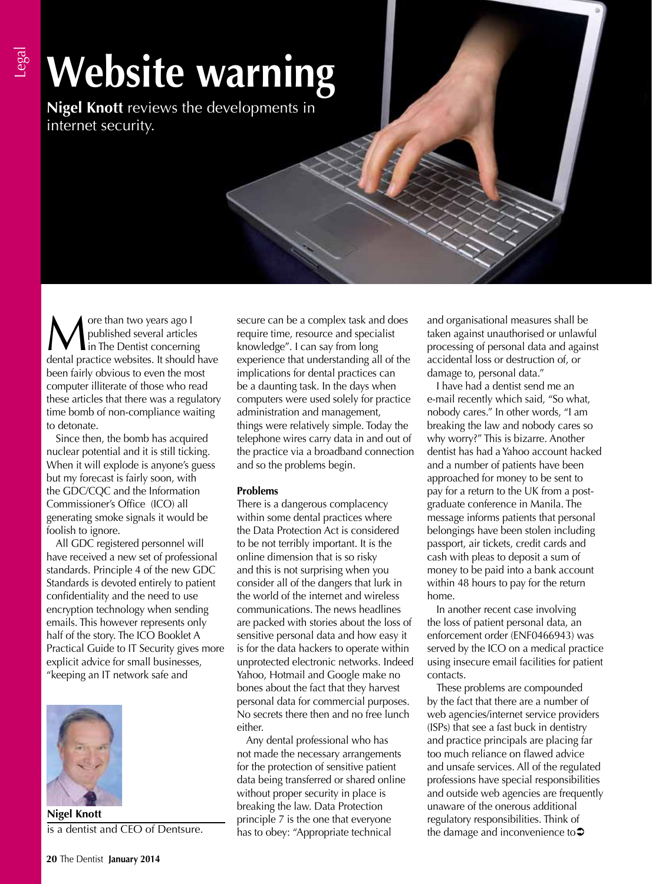# Website warning

**Nigel Knott** reviews the developments in internet security.

More than two years ago I published several articles in The Dentist concerning dental practice websites. It should have been fairly obvious to even the most computer illiterate of those who read these articles that there was a regulatory time bomb of non-compliance waiting to detonate.

Since then, the bomb has acquired nuclear potential and it is still ticking. When it will explode is anyone's guess but my forecast is fairly soon, with the GDC/CQC and the Information Commissioner's Office (ICO) all generating smoke signals it would be foolish to ignore.

All GDC registered personnel will have received a new set of professional standards. Principle 4 of the new GDC Standards is devoted entirely to patient confidentiality and the need to use encryption technology when sending emails. This however represents only half of the story. The ICO Booklet A Practical Guide to IT Security gives more explicit advice for small businesses, "keeping an IT network safe and secure can be a complex task and does require time, resource and specialist knowledge". I can say from long experience that understanding all of the implications for dental practices can be a daunting task. In the days when computers were used solely for practice administration and management, things were relatively simple. Today the telephone wires carry data in and out of the practice via a broadband connection and so the problems begin.

**Nigel Knott**
is a dentist and CEO of Dentsure.

### Problems

There is a dangerous complacency within some dental practices where the Data Protection Act is considered to be not terribly important. It is the online dimension that is so risky and this is not surprising when you consider all of the dangers that lurk in the world of the internet and wireless communications. The news headlines are packed with stories about the loss of sensitive personal data and how easy it is for the data hackers to operate within unprotected electronic networks. Indeed Yahoo, Hotmail and Google make no bones about the fact that they harvest personal data for commercial purposes. No secrets there then and no free lunch either.

Any dental professional who has not made the necessary arrangements for the protection of sensitive patient data being transferred or shared online without proper security in place is breaking the law. Data Protection principle 7 is the one that everyone has to obey: "Appropriate technical and organisational measures shall be taken against unauthorised or unlawful processing of personal data and against accidental loss or destruction of, or damage to, personal data."

I have had a dentist send me an e-mail recently which said, "So what, nobody cares." In other words, "I am breaking the law and nobody cares so why worry?" This is bizarre. Another dentist has had a Yahoo account hacked and a number of patients have been approached for money to be sent to pay for a return to the UK from a post-graduate conference in Manila. The message informs patients that personal belongings have been stolen including passport, air tickets, credit cards and cash with pleas to deposit a sum of money to be paid into a bank account within 48 hours to pay for the return home.

In another recent case involving the loss of patient personal data, an enforcement order (ENF0466943) was served by the ICO on a medical practice using insecure email facilities for patient contacts.

These problems are compounded by the fact that there are a number of web agencies/internet service providers (ISPs) that see a fast buck in dentistry and practice principals are placing far too much reliance on flawed advice and unsafe services. All of the regulated professions have special responsibilities and outside web agencies are frequently unaware of the onerous additional regulatory responsibilities. Think of the damage and inconvenience to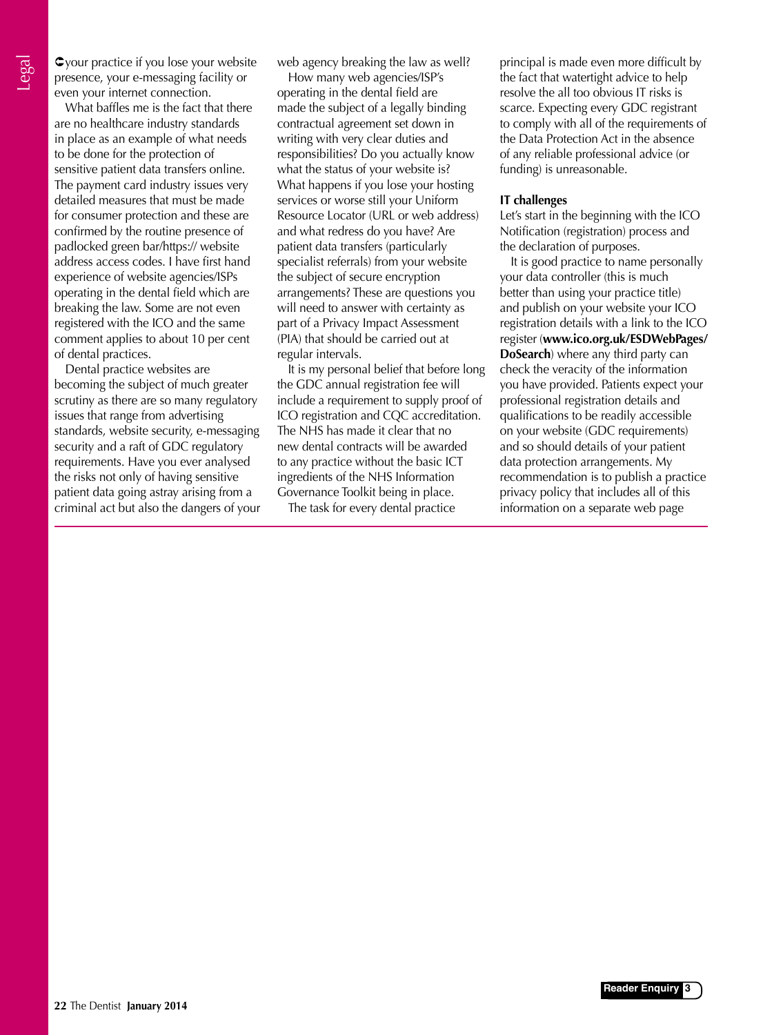your practice if you lose your website presence, your e-messaging facility or even your internet connection.

What baffles me is the fact that there are no healthcare industry standards in place as an example of what needs to be done for the protection of sensitive patient data transfers online. The payment card industry issues very detailed measures that must be made for consumer protection and these are confirmed by the routine presence of padlocked green bar/https:// website address access codes. I have first hand experience of website agencies/ISPs operating in the dental field which are breaking the law. Some are not even registered with the ICO and the same comment applies to about 10 per cent of dental practices.

Dental practice websites are becoming the subject of much greater scrutiny as there are so many regulatory issues that range from advertising standards, website security, e-messaging security and a raft of GDC regulatory requirements. Have you ever analysed the risks not only of having sensitive patient data going astray arising from a criminal act but also the dangers of your web agency breaking the law as well?

How many web agencies/ISP's operating in the dental field are made the subject of a legally binding contractual agreement set down in writing with very clear duties and responsibilities? Do you actually know what the status of your website is? What happens if you lose your hosting services or worse still your Uniform Resource Locator (URL or web address) and what redress do you have? Are patient data transfers (particularly specialist referrals) from your website the subject of secure encryption arrangements? These are questions you will need to answer with certainty as part of a Privacy Impact Assessment (PIA) that should be carried out at regular intervals.

It is my personal belief that before long the GDC annual registration fee will include a requirement to supply proof of ICO registration and CQC accreditation. The NHS has made it clear that no new dental contracts will be awarded to any practice without the basic ICT ingredients of the NHS Information Governance Toolkit being in place.

The task for every dental practice principal is made even more difficult by the fact that watertight advice to help resolve the all too obvious IT risks is scarce. Expecting every GDC registrant to comply with all of the requirements of the Data Protection Act in the absence of any reliable professional advice (or funding) is unreasonable.

**IT challenges**

Let's start in the beginning with the ICO Notification (registration) process and the declaration of purposes.

It is good practice to name personally your data controller (this is much better than using your practice title) and publish on your website your ICO registration details with a link to the ICO register (**www.ico.org.uk/ESDWebPages/DoSearch**) where any third party can check the veracity of the information you have provided. Patients expect your professional registration details and qualifications to be readily accessible on your website (GDC requirements) and so should details of your patient data protection arrangements. My recommendation is to publish a practice privacy policy that includes all of this information on a separate web page

Reader Enquiry 3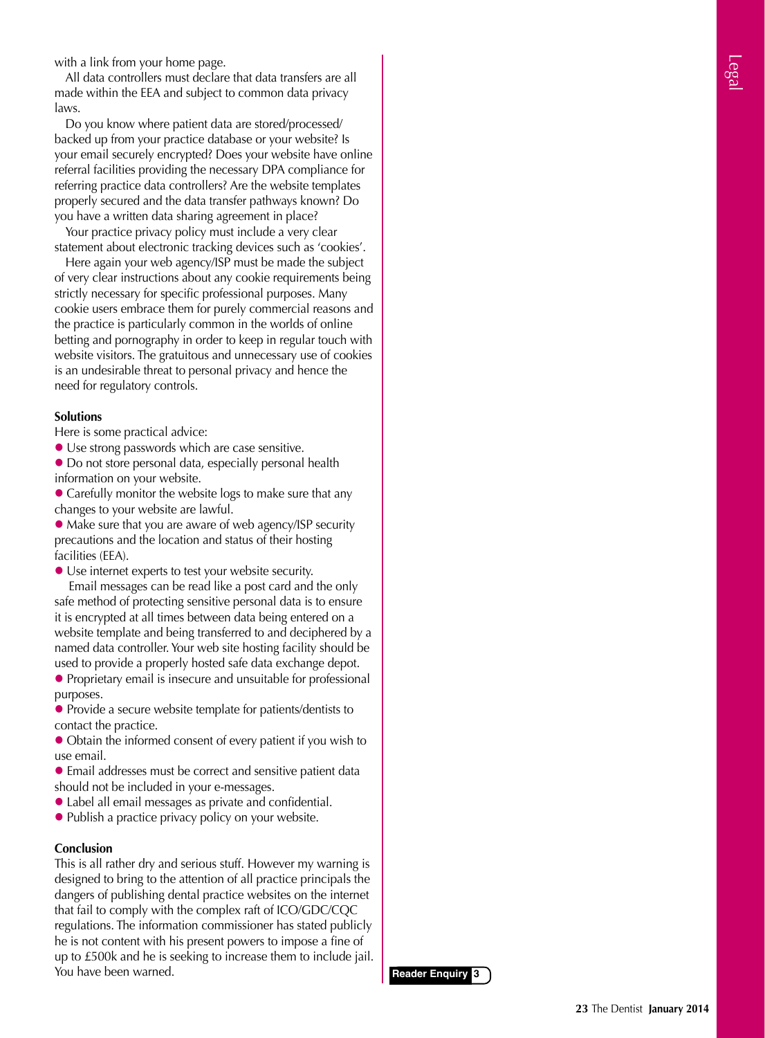with a link from your home page.

All data controllers must declare that data transfers are all made within the EEA and subject to common data privacy laws.

Do you know where patient data are stored/processed/ backed up from your practice database or your website? Is your email securely encrypted? Does your website have online referral facilities providing the necessary DPA compliance for referring practice data controllers? Are the website templates properly secured and the data transfer pathways known? Do you have a written data sharing agreement in place?

Your practice privacy policy must include a very clear statement about electronic tracking devices such as 'cookies'.

Here again your web agency/ISP must be made the subject of very clear instructions about any cookie requirements being strictly necessary for specific professional purposes. Many cookie users embrace them for purely commercial reasons and the practice is particularly common in the worlds of online betting and pornography in order to keep in regular touch with website visitors. The gratuitous and unnecessary use of cookies is an undesirable threat to personal privacy and hence the need for regulatory controls.

### Solutions

Here is some practical advice:

- Use strong passwords which are case sensitive.
- Do not store personal data, especially personal health information on your website.
- Carefully monitor the website logs to make sure that any changes to your website are lawful.
- Make sure that you are aware of web agency/ISP security precautions and the location and status of their hosting facilities (EEA).
- Use internet experts to test your website security.

Email messages can be read like a post card and the only safe method of protecting sensitive personal data is to ensure it is encrypted at all times between data being entered on a website template and being transferred to and deciphered by a named data controller. Your web site hosting facility should be used to provide a properly hosted safe data exchange depot.

- Proprietary email is insecure and unsuitable for professional purposes.
- Provide a secure website template for patients/dentists to contact the practice.
- Obtain the informed consent of every patient if you wish to use email.
- Email addresses must be correct and sensitive patient data should not be included in your e-messages.
- Label all email messages as private and confidential.
- Publish a practice privacy policy on your website.

### Conclusion

This is all rather dry and serious stuff. However my warning is designed to bring to the attention of all practice principals the dangers of publishing dental practice websites on the internet that fail to comply with the complex raft of ICO/GDC/CQC regulations. The information commissioner has stated publicly he is not content with his present powers to impose a fine of up to £500k and he is seeking to increase them to include jail. You have been warned.

Reader Enquiry 3